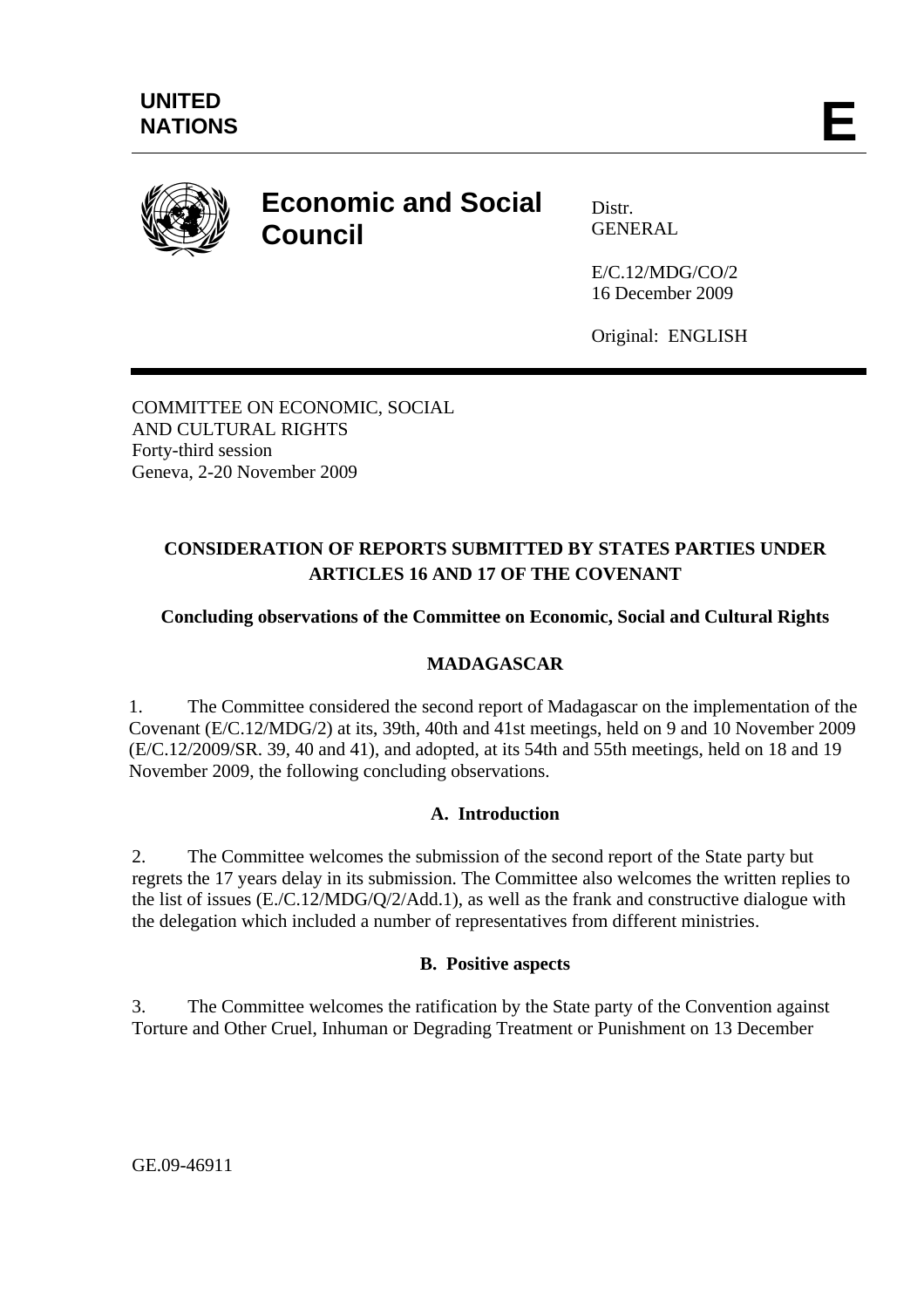UNITED NATIONS

E

# Economic and Social Council

Distr.
GENERAL

E/C.12/MDG/CO/2
16 December 2009

Original: ENGLISH

COMMITTEE ON ECONOMIC, SOCIAL AND CULTURAL RIGHTS
Forty-third session
Geneva, 2-20 November 2009

## CONSIDERATION OF REPORTS SUBMITTED BY STATES PARTIES UNDER ARTICLES 16 AND 17 OF THE COVENANT

### Concluding observations of the Committee on Economic, Social and Cultural Rights

### MADAGASCAR

1. The Committee considered the second report of Madagascar on the implementation of the Covenant (E/C.12/MDG/2) at its, 39th, 40th and 41st meetings, held on 9 and 10 November 2009 (E/C.12/2009/SR. 39, 40 and 41), and adopted, at its 54th and 55th meetings, held on 18 and 19 November 2009, the following concluding observations.

### A. Introduction

2. The Committee welcomes the submission of the second report of the State party but regrets the 17 years delay in its submission. The Committee also welcomes the written replies to the list of issues (E./C.12/MDG/Q/2/Add.1), as well as the frank and constructive dialogue with the delegation which included a number of representatives from different ministries.

### B. Positive aspects

3. The Committee welcomes the ratification by the State party of the Convention against Torture and Other Cruel, Inhuman or Degrading Treatment or Punishment on 13 December

GE.09-46911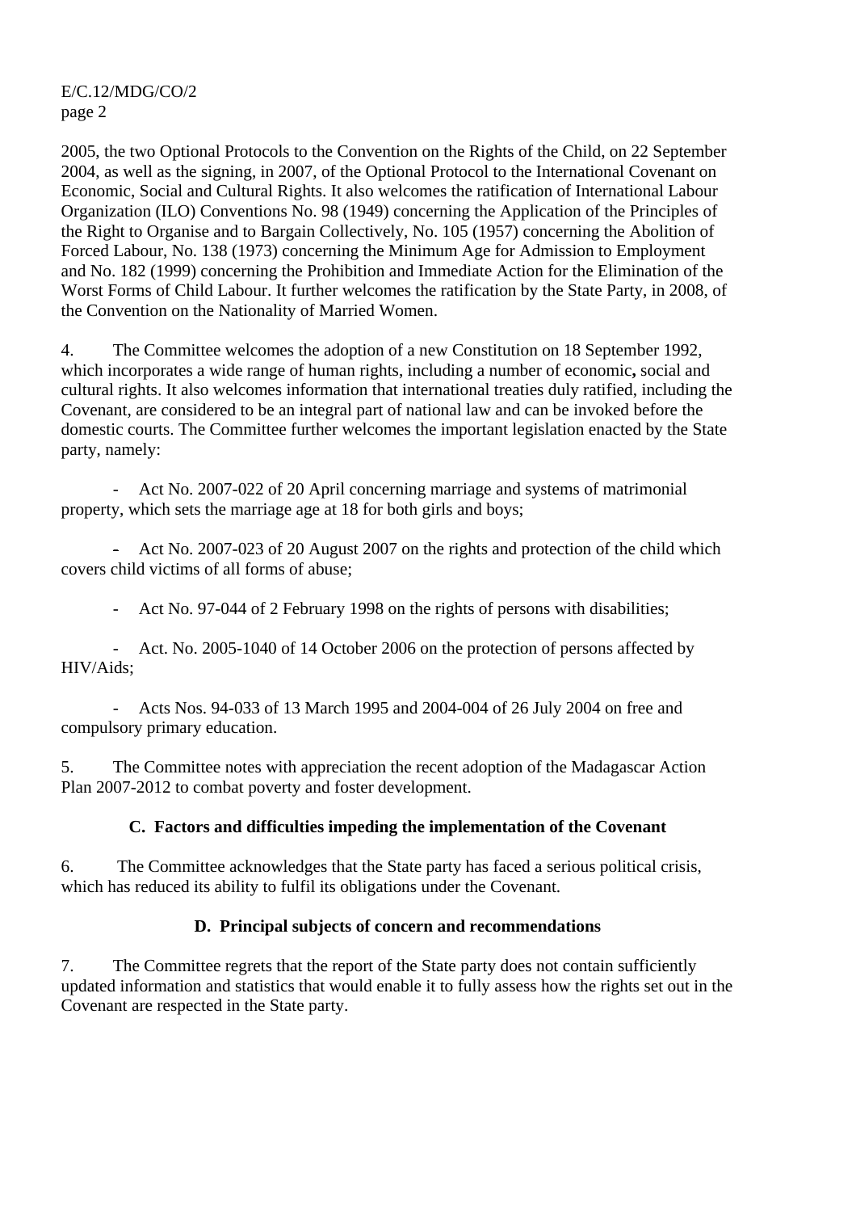2005, the two Optional Protocols to the Convention on the Rights of the Child, on 22 September 2004, as well as the signing, in 2007, of the Optional Protocol to the International Covenant on Economic, Social and Cultural Rights. It also welcomes the ratification of International Labour Organization (ILO) Conventions No. 98 (1949) concerning the Application of the Principles of the Right to Organise and to Bargain Collectively, No. 105 (1957) concerning the Abolition of Forced Labour, No. 138 (1973) concerning the Minimum Age for Admission to Employment and No. 182 (1999) concerning the Prohibition and Immediate Action for the Elimination of the Worst Forms of Child Labour. It further welcomes the ratification by the State Party, in 2008, of the Convention on the Nationality of Married Women.

4. The Committee welcomes the adoption of a new Constitution on 18 September 1992, which incorporates a wide range of human rights, including a number of economic**,** social and cultural rights. It also welcomes information that international treaties duly ratified, including the Covenant, are considered to be an integral part of national law and can be invoked before the domestic courts. The Committee further welcomes the important legislation enacted by the State party, namely:

- Act No. 2007-022 of 20 April concerning marriage and systems of matrimonial property, which sets the marriage age at 18 for both girls and boys;

- Act No. 2007-023 of 20 August 2007 on the rights and protection of the child which covers child victims of all forms of abuse;

- Act No. 97-044 of 2 February 1998 on the rights of persons with disabilities;

- Act. No. 2005-1040 of 14 October 2006 on the protection of persons affected by HIV/Aids;

- Acts Nos. 94-033 of 13 March 1995 and 2004-004 of 26 July 2004 on free and compulsory primary education.

5. The Committee notes with appreciation the recent adoption of the Madagascar Action Plan 2007-2012 to combat poverty and foster development.

## C. Factors and difficulties impeding the implementation of the Covenant

6. The Committee acknowledges that the State party has faced a serious political crisis, which has reduced its ability to fulfil its obligations under the Covenant.

## D. Principal subjects of concern and recommendations

7. The Committee regrets that the report of the State party does not contain sufficiently updated information and statistics that would enable it to fully assess how the rights set out in the Covenant are respected in the State party.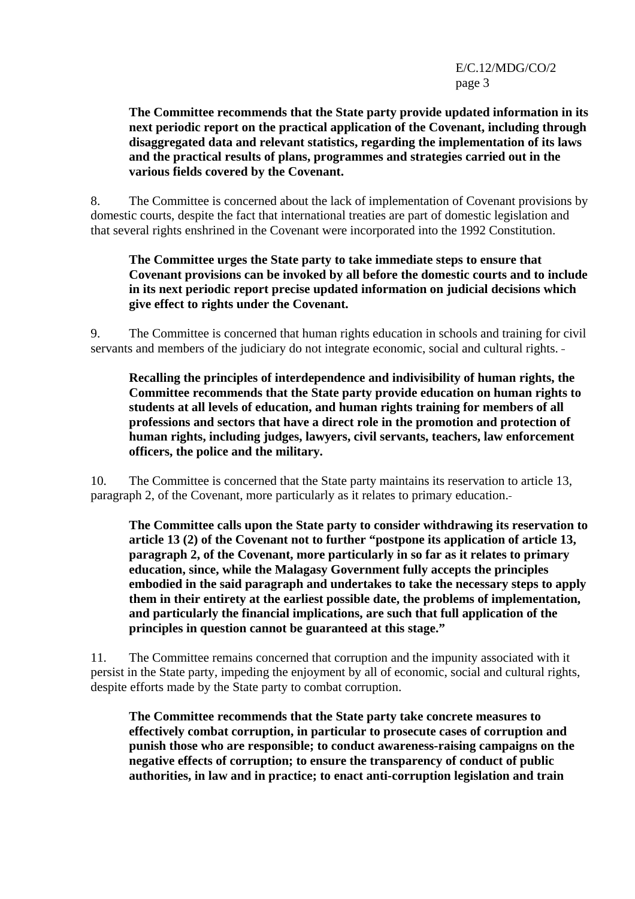**The Committee recommends that the State party provide updated information in its next periodic report on the practical application of the Covenant, including through disaggregated data and relevant statistics, regarding the implementation of its laws and the practical results of plans, programmes and strategies carried out in the various fields covered by the Covenant.**

8. The Committee is concerned about the lack of implementation of Covenant provisions by domestic courts, despite the fact that international treaties are part of domestic legislation and that several rights enshrined in the Covenant were incorporated into the 1992 Constitution.

**The Committee urges the State party to take immediate steps to ensure that Covenant provisions can be invoked by all before the domestic courts and to include in its next periodic report precise updated information on judicial decisions which give effect to rights under the Covenant.**

9. The Committee is concerned that human rights education in schools and training for civil servants and members of the judiciary do not integrate economic, social and cultural rights.

**Recalling the principles of interdependence and indivisibility of human rights, the Committee recommends that the State party provide education on human rights to students at all levels of education, and human rights training for members of all professions and sectors that have a direct role in the promotion and protection of human rights, including judges, lawyers, civil servants, teachers, law enforcement officers, the police and the military.**

10. The Committee is concerned that the State party maintains its reservation to article 13, paragraph 2, of the Covenant, more particularly as it relates to primary education.

**The Committee calls upon the State party to consider withdrawing its reservation to article 13 (2) of the Covenant not to further "postpone its application of article 13, paragraph 2, of the Covenant, more particularly in so far as it relates to primary education, since, while the Malagasy Government fully accepts the principles embodied in the said paragraph and undertakes to take the necessary steps to apply them in their entirety at the earliest possible date, the problems of implementation, and particularly the financial implications, are such that full application of the principles in question cannot be guaranteed at this stage."**

11. The Committee remains concerned that corruption and the impunity associated with it persist in the State party, impeding the enjoyment by all of economic, social and cultural rights, despite efforts made by the State party to combat corruption.

**The Committee recommends that the State party take concrete measures to effectively combat corruption, in particular to prosecute cases of corruption and punish those who are responsible; to conduct awareness-raising campaigns on the negative effects of corruption; to ensure the transparency of conduct of public authorities, in law and in practice; to enact anti-corruption legislation and train**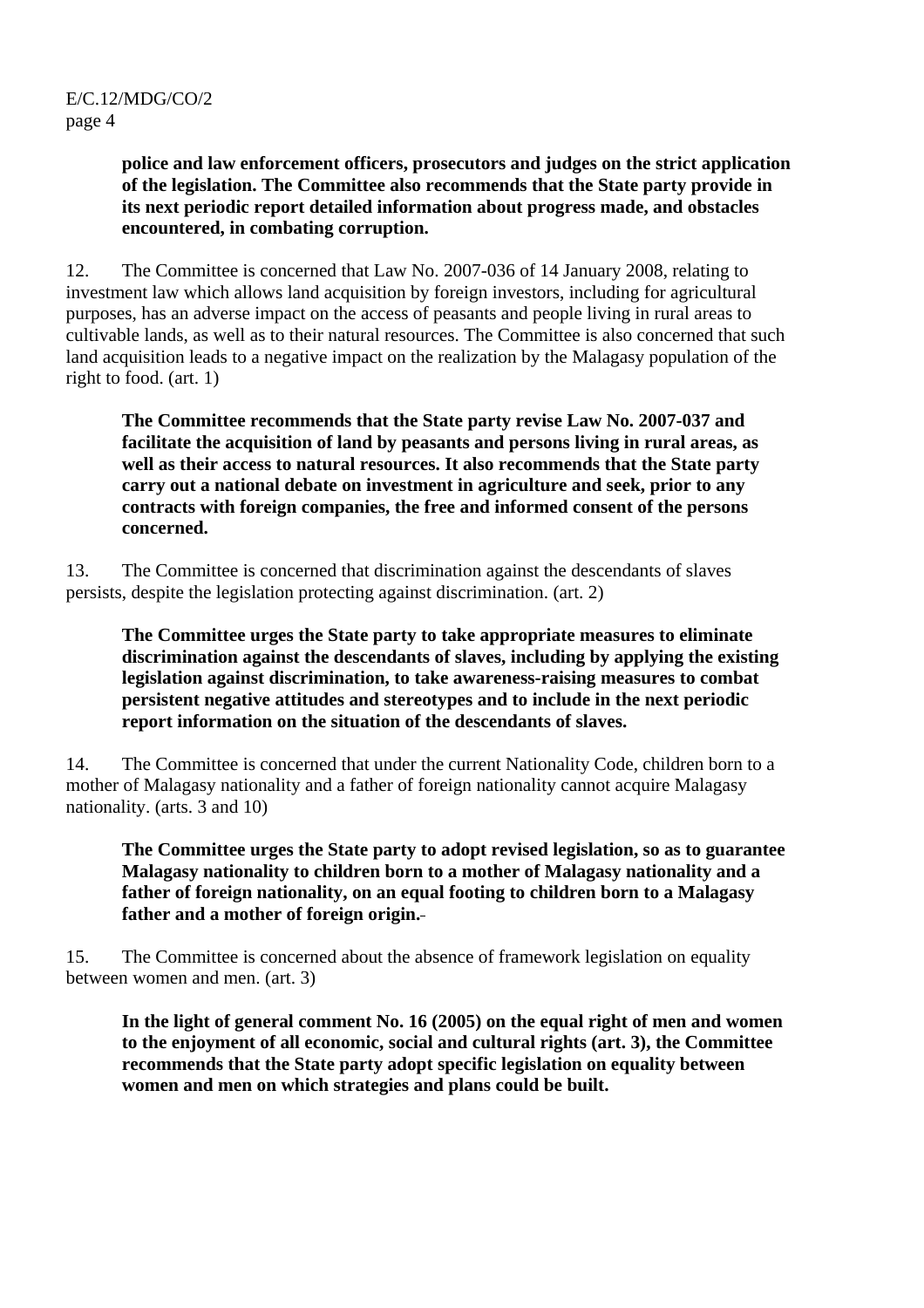**police and law enforcement officers, prosecutors and judges on the strict application of the legislation. The Committee also recommends that the State party provide in its next periodic report detailed information about progress made, and obstacles encountered, in combating corruption.**

12. The Committee is concerned that Law No. 2007-036 of 14 January 2008, relating to investment law which allows land acquisition by foreign investors, including for agricultural purposes, has an adverse impact on the access of peasants and people living in rural areas to cultivable lands, as well as to their natural resources. The Committee is also concerned that such land acquisition leads to a negative impact on the realization by the Malagasy population of the right to food. (art. 1)

**The Committee recommends that the State party revise Law No. 2007-037 and facilitate the acquisition of land by peasants and persons living in rural areas, as well as their access to natural resources. It also recommends that the State party carry out a national debate on investment in agriculture and seek, prior to any contracts with foreign companies, the free and informed consent of the persons concerned.**

13. The Committee is concerned that discrimination against the descendants of slaves persists, despite the legislation protecting against discrimination. (art. 2)

**The Committee urges the State party to take appropriate measures to eliminate discrimination against the descendants of slaves, including by applying the existing legislation against discrimination, to take awareness-raising measures to combat persistent negative attitudes and stereotypes and to include in the next periodic report information on the situation of the descendants of slaves.**

14. The Committee is concerned that under the current Nationality Code, children born to a mother of Malagasy nationality and a father of foreign nationality cannot acquire Malagasy nationality. (arts. 3 and 10)

**The Committee urges the State party to adopt revised legislation, so as to guarantee Malagasy nationality to children born to a mother of Malagasy nationality and a father of foreign nationality, on an equal footing to children born to a Malagasy father and a mother of foreign origin.**

15. The Committee is concerned about the absence of framework legislation on equality between women and men. (art. 3)

**In the light of general comment No. 16 (2005) on the equal right of men and women to the enjoyment of all economic, social and cultural rights (art. 3), the Committee recommends that the State party adopt specific legislation on equality between women and men on which strategies and plans could be built.**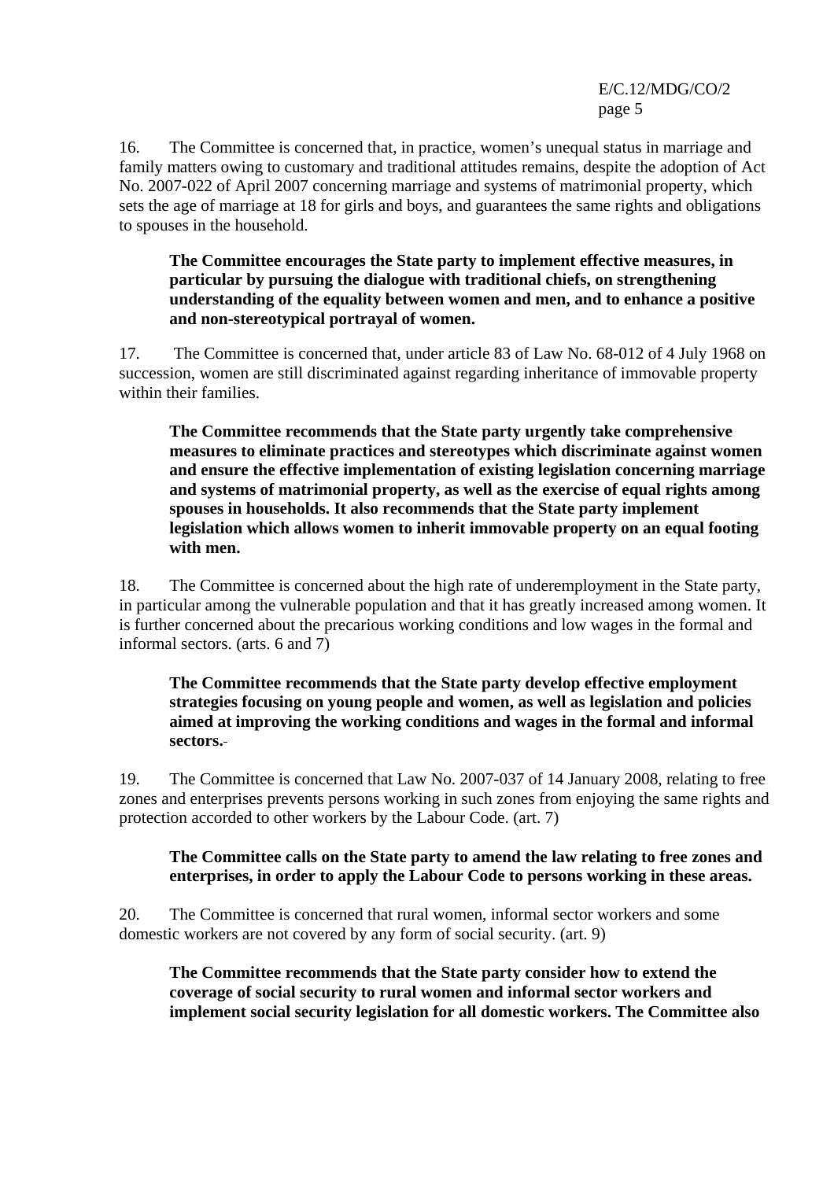16. The Committee is concerned that, in practice, women's unequal status in marriage and family matters owing to customary and traditional attitudes remains, despite the adoption of Act No. 2007-022 of April 2007 concerning marriage and systems of matrimonial property, which sets the age of marriage at 18 for girls and boys, and guarantees the same rights and obligations to spouses in the household.

**The Committee encourages the State party to implement effective measures, in particular by pursuing the dialogue with traditional chiefs, on strengthening understanding of the equality between women and men, and to enhance a positive and non-stereotypical portrayal of women.**

17. The Committee is concerned that, under article 83 of Law No. 68-012 of 4 July 1968 on succession, women are still discriminated against regarding inheritance of immovable property within their families.

**The Committee recommends that the State party urgently take comprehensive measures to eliminate practices and stereotypes which discriminate against women and ensure the effective implementation of existing legislation concerning marriage and systems of matrimonial property, as well as the exercise of equal rights among spouses in households. It also recommends that the State party implement legislation which allows women to inherit immovable property on an equal footing with men.**

18. The Committee is concerned about the high rate of underemployment in the State party, in particular among the vulnerable population and that it has greatly increased among women. It is further concerned about the precarious working conditions and low wages in the formal and informal sectors. (arts. 6 and 7)

**The Committee recommends that the State party develop effective employment strategies focusing on young people and women, as well as legislation and policies aimed at improving the working conditions and wages in the formal and informal sectors.**

19. The Committee is concerned that Law No. 2007-037 of 14 January 2008, relating to free zones and enterprises prevents persons working in such zones from enjoying the same rights and protection accorded to other workers by the Labour Code. (art. 7)

**The Committee calls on the State party to amend the law relating to free zones and enterprises, in order to apply the Labour Code to persons working in these areas.**

20. The Committee is concerned that rural women, informal sector workers and some domestic workers are not covered by any form of social security. (art. 9)

**The Committee recommends that the State party consider how to extend the coverage of social security to rural women and informal sector workers and implement social security legislation for all domestic workers. The Committee also**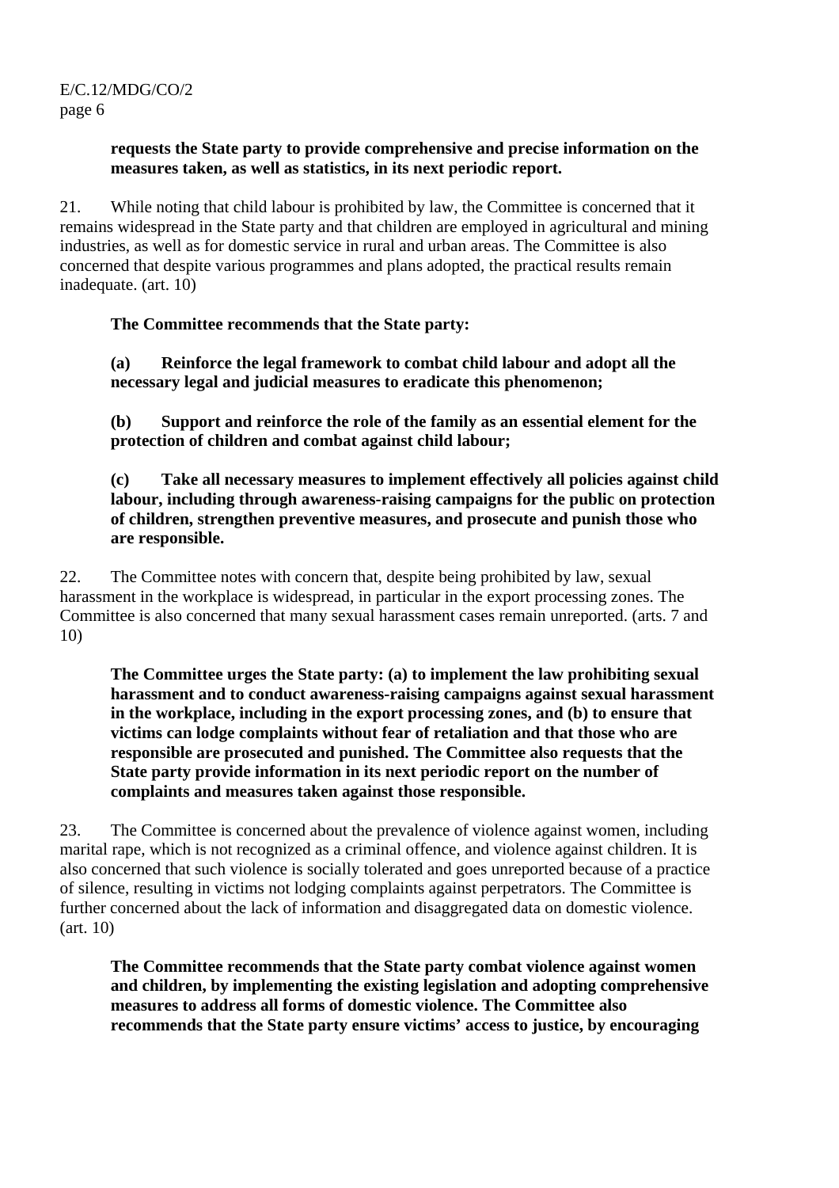**requests the State party to provide comprehensive and precise information on the measures taken, as well as statistics, in its next periodic report.**

21. While noting that child labour is prohibited by law, the Committee is concerned that it remains widespread in the State party and that children are employed in agricultural and mining industries, as well as for domestic service in rural and urban areas. The Committee is also concerned that despite various programmes and plans adopted, the practical results remain inadequate. (art. 10)

**The Committee recommends that the State party:**

**(a) Reinforce the legal framework to combat child labour and adopt all the necessary legal and judicial measures to eradicate this phenomenon;**

**(b) Support and reinforce the role of the family as an essential element for the protection of children and combat against child labour;**

**(c) Take all necessary measures to implement effectively all policies against child labour, including through awareness-raising campaigns for the public on protection of children, strengthen preventive measures, and prosecute and punish those who are responsible.**

22. The Committee notes with concern that, despite being prohibited by law, sexual harassment in the workplace is widespread, in particular in the export processing zones. The Committee is also concerned that many sexual harassment cases remain unreported. (arts. 7 and 10)

**The Committee urges the State party: (a) to implement the law prohibiting sexual harassment and to conduct awareness-raising campaigns against sexual harassment in the workplace, including in the export processing zones, and (b) to ensure that victims can lodge complaints without fear of retaliation and that those who are responsible are prosecuted and punished. The Committee also requests that the State party provide information in its next periodic report on the number of complaints and measures taken against those responsible.**

23. The Committee is concerned about the prevalence of violence against women, including marital rape, which is not recognized as a criminal offence, and violence against children. It is also concerned that such violence is socially tolerated and goes unreported because of a practice of silence, resulting in victims not lodging complaints against perpetrators. The Committee is further concerned about the lack of information and disaggregated data on domestic violence. (art. 10)

**The Committee recommends that the State party combat violence against women and children, by implementing the existing legislation and adopting comprehensive measures to address all forms of domestic violence. The Committee also recommends that the State party ensure victims' access to justice, by encouraging**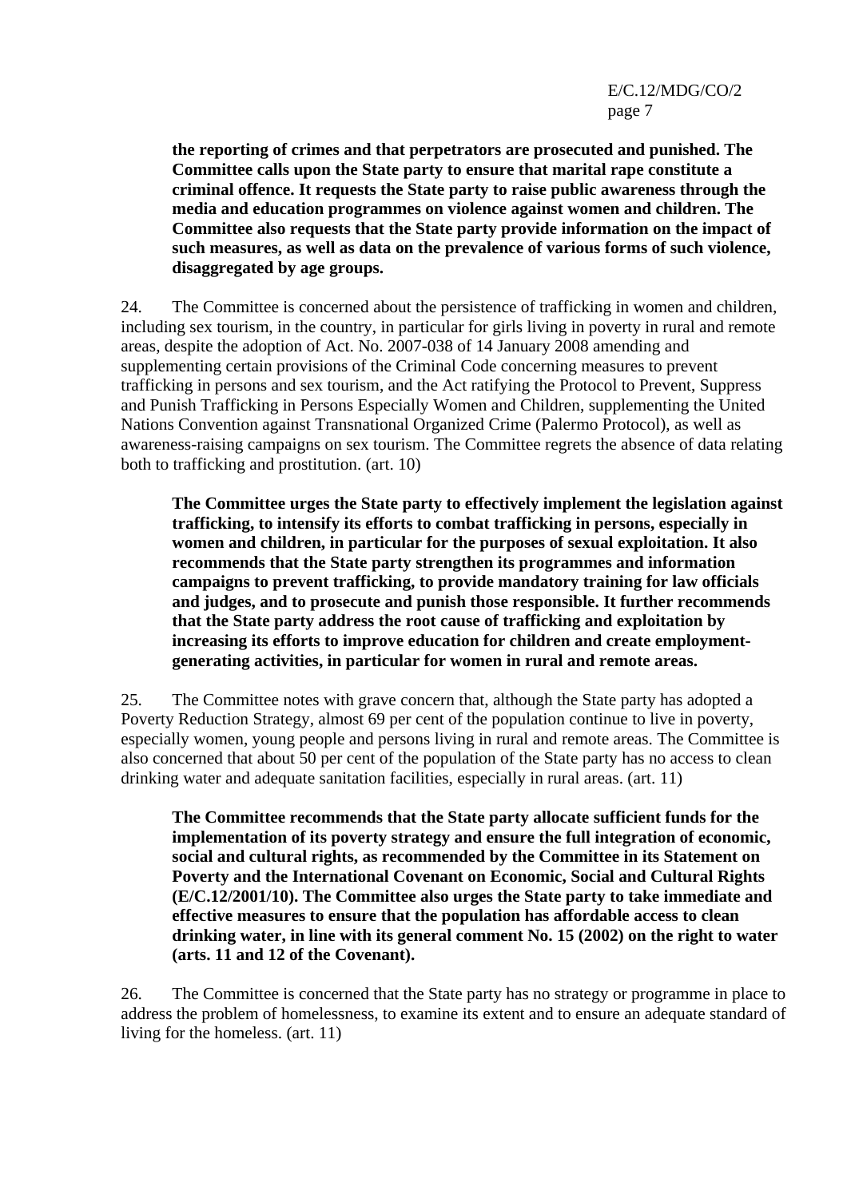**the reporting of crimes and that perpetrators are prosecuted and punished. The Committee calls upon the State party to ensure that marital rape constitute a criminal offence. It requests the State party to raise public awareness through the media and education programmes on violence against women and children. The Committee also requests that the State party provide information on the impact of such measures, as well as data on the prevalence of various forms of such violence, disaggregated by age groups.**

24. The Committee is concerned about the persistence of trafficking in women and children, including sex tourism, in the country, in particular for girls living in poverty in rural and remote areas, despite the adoption of Act. No. 2007-038 of 14 January 2008 amending and supplementing certain provisions of the Criminal Code concerning measures to prevent trafficking in persons and sex tourism, and the Act ratifying the Protocol to Prevent, Suppress and Punish Trafficking in Persons Especially Women and Children, supplementing the United Nations Convention against Transnational Organized Crime (Palermo Protocol), as well as awareness-raising campaigns on sex tourism. The Committee regrets the absence of data relating both to trafficking and prostitution. (art. 10)

**The Committee urges the State party to effectively implement the legislation against trafficking, to intensify its efforts to combat trafficking in persons, especially in women and children, in particular for the purposes of sexual exploitation. It also recommends that the State party strengthen its programmes and information campaigns to prevent trafficking, to provide mandatory training for law officials and judges, and to prosecute and punish those responsible. It further recommends that the State party address the root cause of trafficking and exploitation by increasing its efforts to improve education for children and create employment-generating activities, in particular for women in rural and remote areas.**

25. The Committee notes with grave concern that, although the State party has adopted a Poverty Reduction Strategy, almost 69 per cent of the population continue to live in poverty, especially women, young people and persons living in rural and remote areas. The Committee is also concerned that about 50 per cent of the population of the State party has no access to clean drinking water and adequate sanitation facilities, especially in rural areas. (art. 11)

**The Committee recommends that the State party allocate sufficient funds for the implementation of its poverty strategy and ensure the full integration of economic, social and cultural rights, as recommended by the Committee in its Statement on Poverty and the International Covenant on Economic, Social and Cultural Rights (E/C.12/2001/10). The Committee also urges the State party to take immediate and effective measures to ensure that the population has affordable access to clean drinking water, in line with its general comment No. 15 (2002) on the right to water (arts. 11 and 12 of the Covenant).**

26. The Committee is concerned that the State party has no strategy or programme in place to address the problem of homelessness, to examine its extent and to ensure an adequate standard of living for the homeless. (art. 11)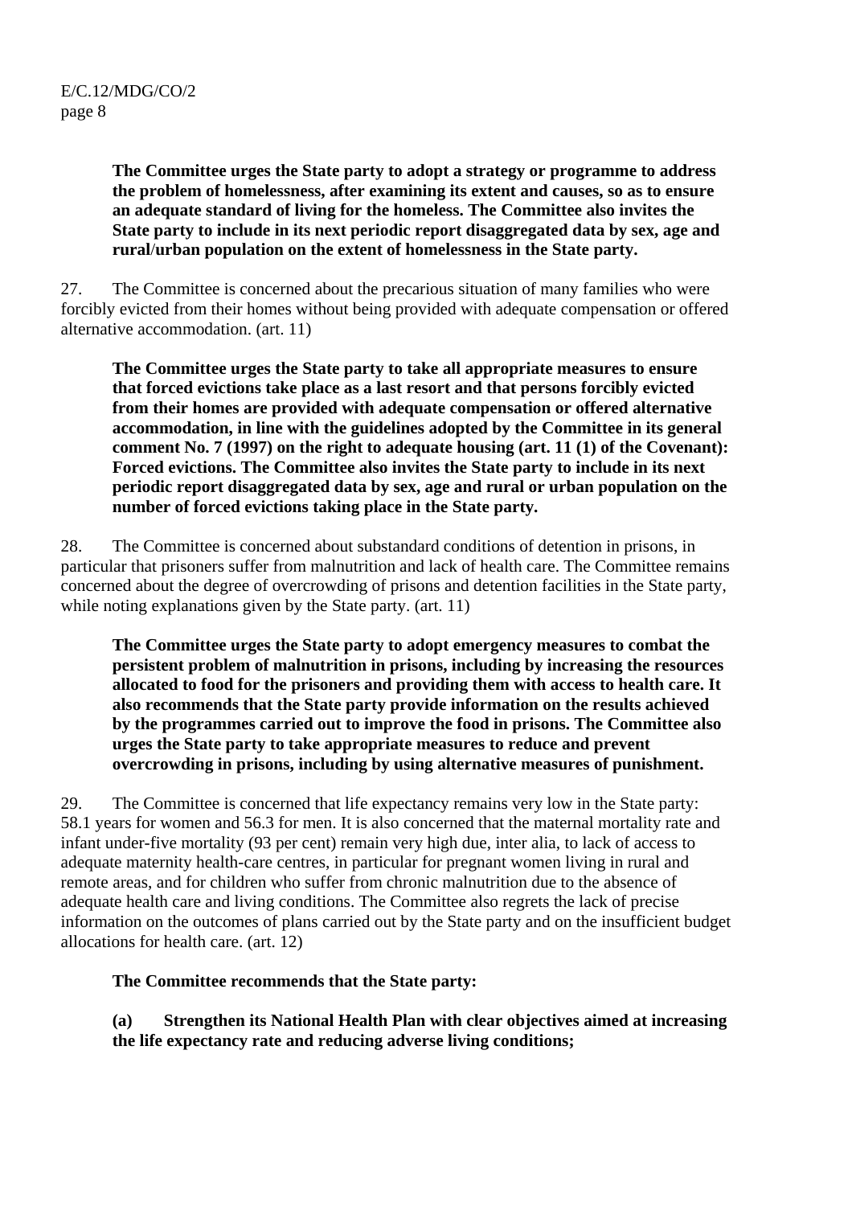**The Committee urges the State party to adopt a strategy or programme to address the problem of homelessness, after examining its extent and causes, so as to ensure an adequate standard of living for the homeless. The Committee also invites the State party to include in its next periodic report disaggregated data by sex, age and rural/urban population on the extent of homelessness in the State party.**

27. The Committee is concerned about the precarious situation of many families who were forcibly evicted from their homes without being provided with adequate compensation or offered alternative accommodation. (art. 11)

**The Committee urges the State party to take all appropriate measures to ensure that forced evictions take place as a last resort and that persons forcibly evicted from their homes are provided with adequate compensation or offered alternative accommodation, in line with the guidelines adopted by the Committee in its general comment No. 7 (1997) on the right to adequate housing (art. 11 (1) of the Covenant): Forced evictions. The Committee also invites the State party to include in its next periodic report disaggregated data by sex, age and rural or urban population on the number of forced evictions taking place in the State party.**

28. The Committee is concerned about substandard conditions of detention in prisons, in particular that prisoners suffer from malnutrition and lack of health care. The Committee remains concerned about the degree of overcrowding of prisons and detention facilities in the State party, while noting explanations given by the State party. (art. 11)

**The Committee urges the State party to adopt emergency measures to combat the persistent problem of malnutrition in prisons, including by increasing the resources allocated to food for the prisoners and providing them with access to health care. It also recommends that the State party provide information on the results achieved by the programmes carried out to improve the food in prisons. The Committee also urges the State party to take appropriate measures to reduce and prevent overcrowding in prisons, including by using alternative measures of punishment.**

29. The Committee is concerned that life expectancy remains very low in the State party: 58.1 years for women and 56.3 for men. It is also concerned that the maternal mortality rate and infant under-five mortality (93 per cent) remain very high due, inter alia, to lack of access to adequate maternity health-care centres, in particular for pregnant women living in rural and remote areas, and for children who suffer from chronic malnutrition due to the absence of adequate health care and living conditions. The Committee also regrets the lack of precise information on the outcomes of plans carried out by the State party and on the insufficient budget allocations for health care. (art. 12)

**The Committee recommends that the State party:**

**(a) Strengthen its National Health Plan with clear objectives aimed at increasing the life expectancy rate and reducing adverse living conditions;**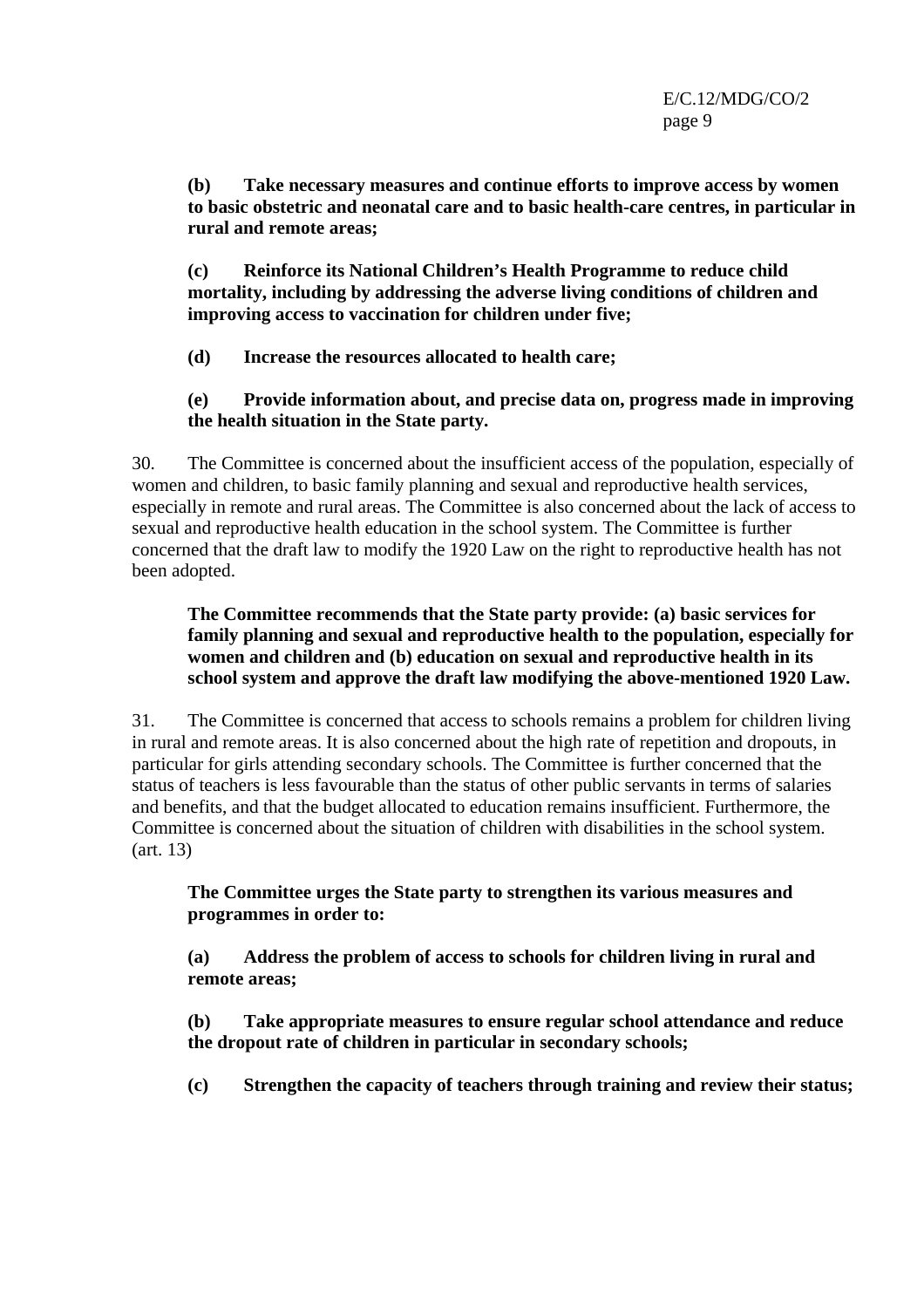**(b) Take necessary measures and continue efforts to improve access by women to basic obstetric and neonatal care and to basic health-care centres, in particular in rural and remote areas;**

**(c) Reinforce its National Children's Health Programme to reduce child mortality, including by addressing the adverse living conditions of children and improving access to vaccination for children under five;**

**(d) Increase the resources allocated to health care;**

**(e) Provide information about, and precise data on, progress made in improving the health situation in the State party.**

30. The Committee is concerned about the insufficient access of the population, especially of women and children, to basic family planning and sexual and reproductive health services, especially in remote and rural areas. The Committee is also concerned about the lack of access to sexual and reproductive health education in the school system. The Committee is further concerned that the draft law to modify the 1920 Law on the right to reproductive health has not been adopted.

**The Committee recommends that the State party provide: (a) basic services for family planning and sexual and reproductive health to the population, especially for women and children and (b) education on sexual and reproductive health in its school system and approve the draft law modifying the above-mentioned 1920 Law.**

31. The Committee is concerned that access to schools remains a problem for children living in rural and remote areas. It is also concerned about the high rate of repetition and dropouts, in particular for girls attending secondary schools. The Committee is further concerned that the status of teachers is less favourable than the status of other public servants in terms of salaries and benefits, and that the budget allocated to education remains insufficient. Furthermore, the Committee is concerned about the situation of children with disabilities in the school system. (art. 13)

**The Committee urges the State party to strengthen its various measures and programmes in order to:**

**(a) Address the problem of access to schools for children living in rural and remote areas;**

**(b) Take appropriate measures to ensure regular school attendance and reduce the dropout rate of children in particular in secondary schools;**

**(c) Strengthen the capacity of teachers through training and review their status;**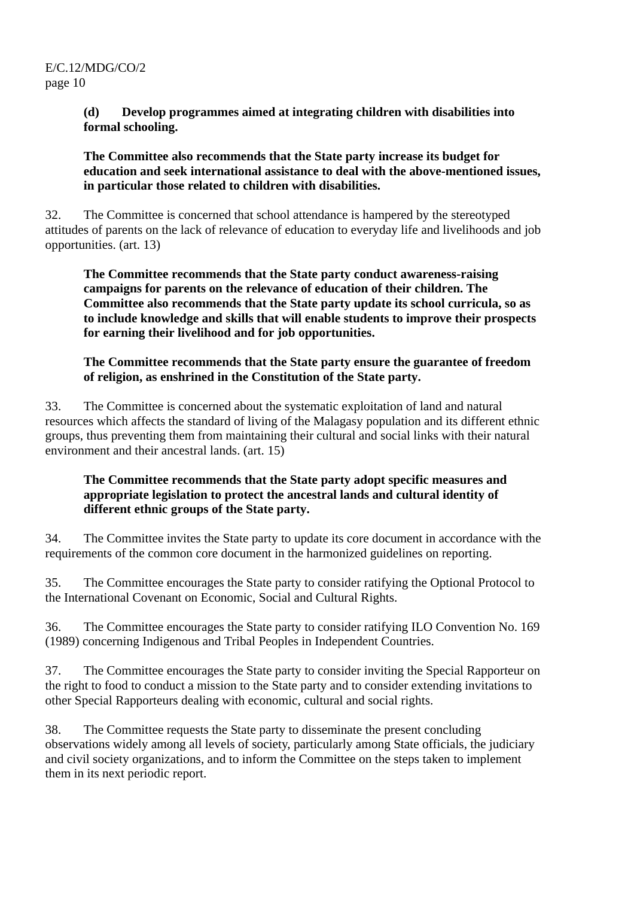**(d) Develop programmes aimed at integrating children with disabilities into formal schooling.**

**The Committee also recommends that the State party increase its budget for education and seek international assistance to deal with the above-mentioned issues, in particular those related to children with disabilities.**

32. The Committee is concerned that school attendance is hampered by the stereotyped attitudes of parents on the lack of relevance of education to everyday life and livelihoods and job opportunities. (art. 13)

**The Committee recommends that the State party conduct awareness-raising campaigns for parents on the relevance of education of their children. The Committee also recommends that the State party update its school curricula, so as to include knowledge and skills that will enable students to improve their prospects for earning their livelihood and for job opportunities.**

**The Committee recommends that the State party ensure the guarantee of freedom of religion, as enshrined in the Constitution of the State party.**

33. The Committee is concerned about the systematic exploitation of land and natural resources which affects the standard of living of the Malagasy population and its different ethnic groups, thus preventing them from maintaining their cultural and social links with their natural environment and their ancestral lands. (art. 15)

**The Committee recommends that the State party adopt specific measures and appropriate legislation to protect the ancestral lands and cultural identity of different ethnic groups of the State party.**

34. The Committee invites the State party to update its core document in accordance with the requirements of the common core document in the harmonized guidelines on reporting.

35. The Committee encourages the State party to consider ratifying the Optional Protocol to the International Covenant on Economic, Social and Cultural Rights.

36. The Committee encourages the State party to consider ratifying ILO Convention No. 169 (1989) concerning Indigenous and Tribal Peoples in Independent Countries.

37. The Committee encourages the State party to consider inviting the Special Rapporteur on the right to food to conduct a mission to the State party and to consider extending invitations to other Special Rapporteurs dealing with economic, cultural and social rights.

38. The Committee requests the State party to disseminate the present concluding observations widely among all levels of society, particularly among State officials, the judiciary and civil society organizations, and to inform the Committee on the steps taken to implement them in its next periodic report.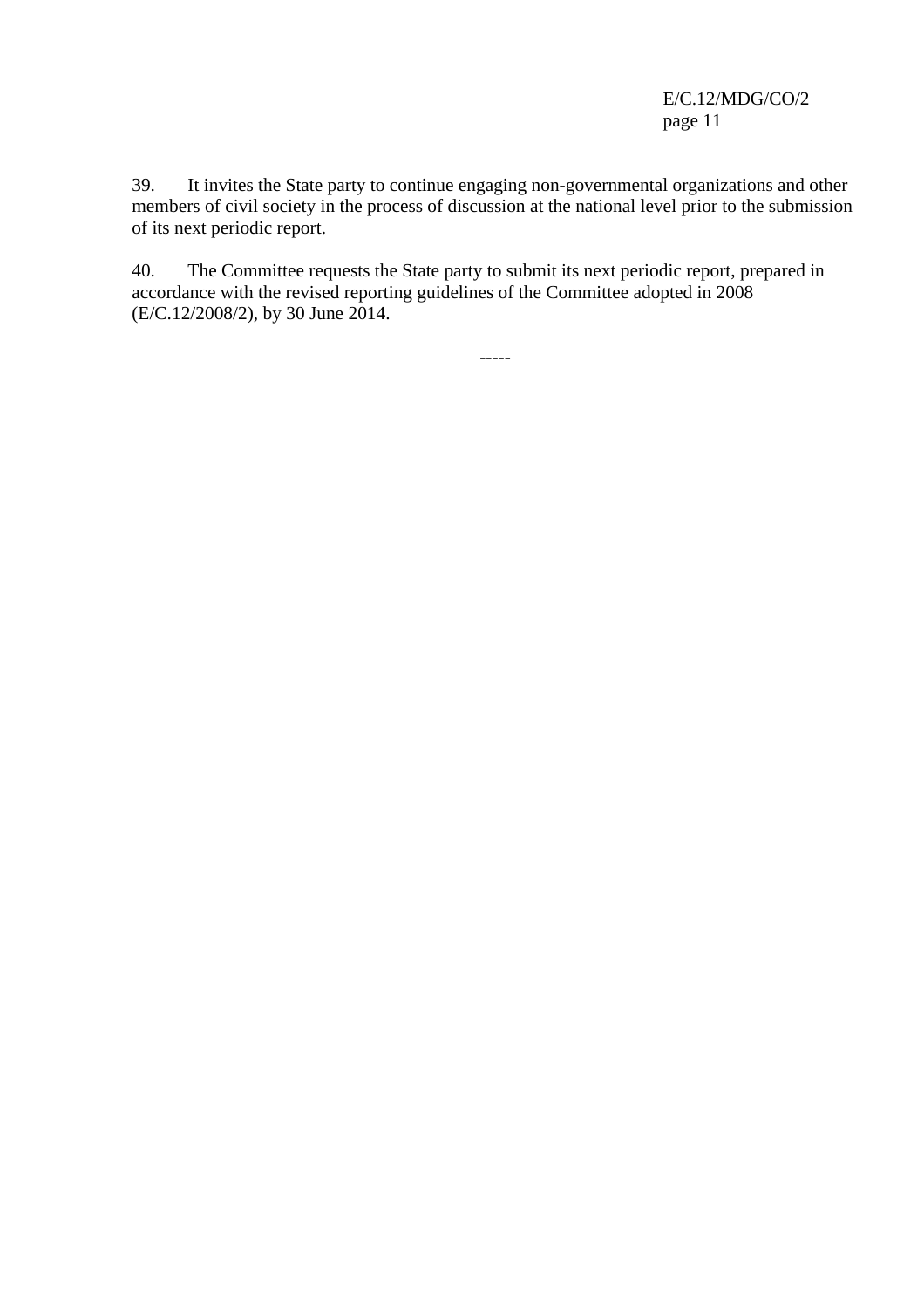39. It invites the State party to continue engaging non-governmental organizations and other members of civil society in the process of discussion at the national level prior to the submission of its next periodic report.

40. The Committee requests the State party to submit its next periodic report, prepared in accordance with the revised reporting guidelines of the Committee adopted in 2008 (E/C.12/2008/2), by 30 June 2014.

-----